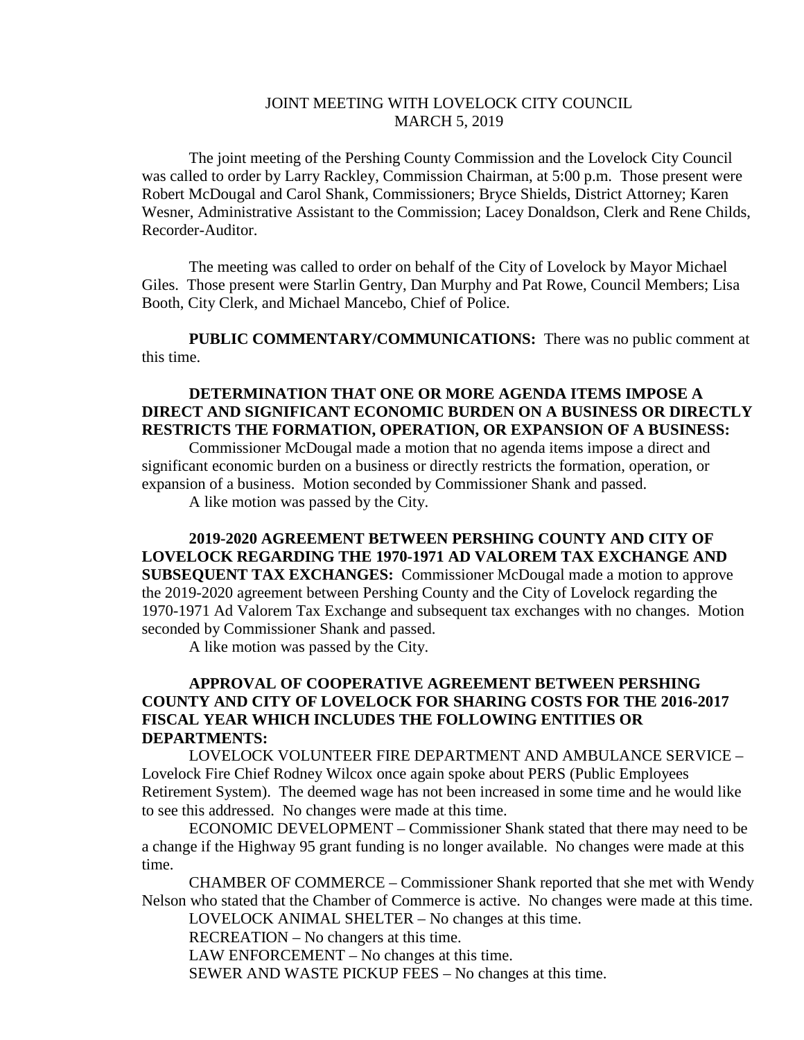JOINT MEETING WITH LOVELOCK CITY COUNCIL
MARCH 5, 2019

The joint meeting of the Pershing County Commission and the Lovelock City Council was called to order by Larry Rackley, Commission Chairman, at 5:00 p.m. Those present were Robert McDougal and Carol Shank, Commissioners; Bryce Shields, District Attorney; Karen Wesner, Administrative Assistant to the Commission; Lacey Donaldson, Clerk and Rene Childs, Recorder-Auditor.

The meeting was called to order on behalf of the City of Lovelock by Mayor Michael Giles. Those present were Starlin Gentry, Dan Murphy and Pat Rowe, Council Members; Lisa Booth, City Clerk, and Michael Mancebo, Chief of Police.

**PUBLIC COMMENTARY/COMMUNICATIONS:** There was no public comment at this time.

**DETERMINATION THAT ONE OR MORE AGENDA ITEMS IMPOSE A DIRECT AND SIGNIFICANT ECONOMIC BURDEN ON A BUSINESS OR DIRECTLY RESTRICTS THE FORMATION, OPERATION, OR EXPANSION OF A BUSINESS:** Commissioner McDougal made a motion that no agenda items impose a direct and significant economic burden on a business or directly restricts the formation, operation, or expansion of a business. Motion seconded by Commissioner Shank and passed.

A like motion was passed by the City.

**2019-2020 AGREEMENT BETWEEN PERSHING COUNTY AND CITY OF LOVELOCK REGARDING THE 1970-1971 AD VALOREM TAX EXCHANGE AND SUBSEQUENT TAX EXCHANGES:** Commissioner McDougal made a motion to approve the 2019-2020 agreement between Pershing County and the City of Lovelock regarding the 1970-1971 Ad Valorem Tax Exchange and subsequent tax exchanges with no changes. Motion seconded by Commissioner Shank and passed.

A like motion was passed by the City.

**APPROVAL OF COOPERATIVE AGREEMENT BETWEEN PERSHING COUNTY AND CITY OF LOVELOCK FOR SHARING COSTS FOR THE 2016-2017 FISCAL YEAR WHICH INCLUDES THE FOLLOWING ENTITIES OR DEPARTMENTS:**

LOVELOCK VOLUNTEER FIRE DEPARTMENT AND AMBULANCE SERVICE – Lovelock Fire Chief Rodney Wilcox once again spoke about PERS (Public Employees Retirement System). The deemed wage has not been increased in some time and he would like to see this addressed. No changes were made at this time.

ECONOMIC DEVELOPMENT – Commissioner Shank stated that there may need to be a change if the Highway 95 grant funding is no longer available. No changes were made at this time.

CHAMBER OF COMMERCE – Commissioner Shank reported that she met with Wendy Nelson who stated that the Chamber of Commerce is active. No changes were made at this time.

LOVELOCK ANIMAL SHELTER – No changes at this time.

RECREATION – No changers at this time.

LAW ENFORCEMENT – No changes at this time.

SEWER AND WASTE PICKUP FEES – No changes at this time.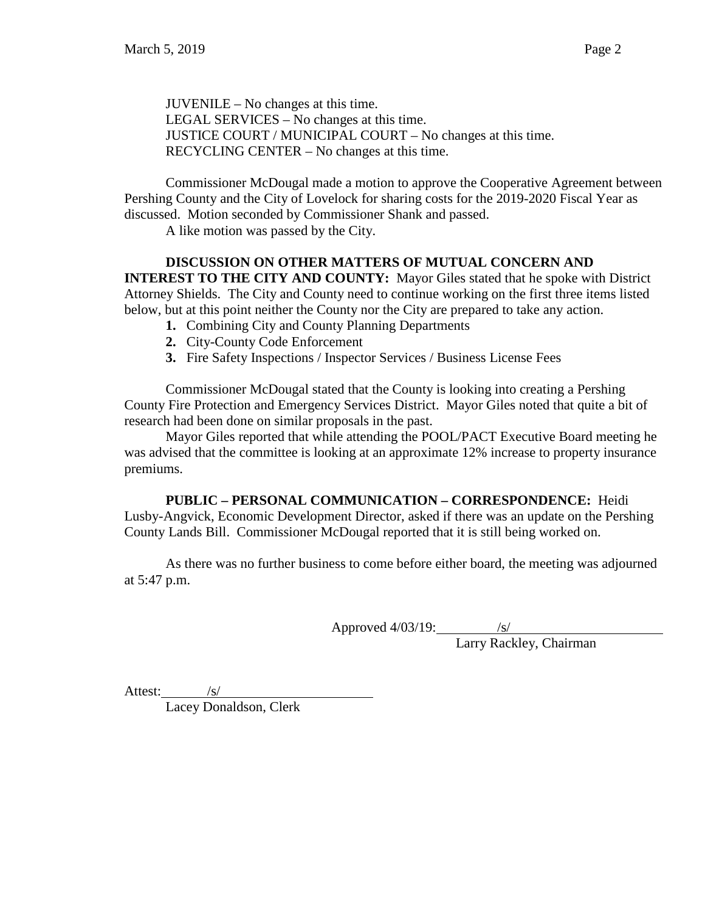JUVENILE – No changes at this time.
LEGAL SERVICES – No changes at this time.
JUSTICE COURT / MUNICIPAL COURT – No changes at this time.
RECYCLING CENTER – No changes at this time.

Commissioner McDougal made a motion to approve the Cooperative Agreement between Pershing County and the City of Lovelock for sharing costs for the 2019-2020 Fiscal Year as discussed. Motion seconded by Commissioner Shank and passed.

A like motion was passed by the City.

**DISCUSSION ON OTHER MATTERS OF MUTUAL CONCERN AND INTEREST TO THE CITY AND COUNTY:** Mayor Giles stated that he spoke with District Attorney Shields. The City and County need to continue working on the first three items listed below, but at this point neither the County nor the City are prepared to take any action.

1. Combining City and County Planning Departments
2. City-County Code Enforcement
3. Fire Safety Inspections / Inspector Services / Business License Fees

Commissioner McDougal stated that the County is looking into creating a Pershing County Fire Protection and Emergency Services District. Mayor Giles noted that quite a bit of research had been done on similar proposals in the past.

Mayor Giles reported that while attending the POOL/PACT Executive Board meeting he was advised that the committee is looking at an approximate 12% increase to property insurance premiums.

**PUBLIC – PERSONAL COMMUNICATION – CORRESPONDENCE:** Heidi Lusby-Angvick, Economic Development Director, asked if there was an update on the Pershing County Lands Bill. Commissioner McDougal reported that it is still being worked on.

As there was no further business to come before either board, the meeting was adjourned at 5:47 p.m.

Approved 4/03/19: /s/
Larry Rackley, Chairman

Attest: /s/
Lacey Donaldson, Clerk